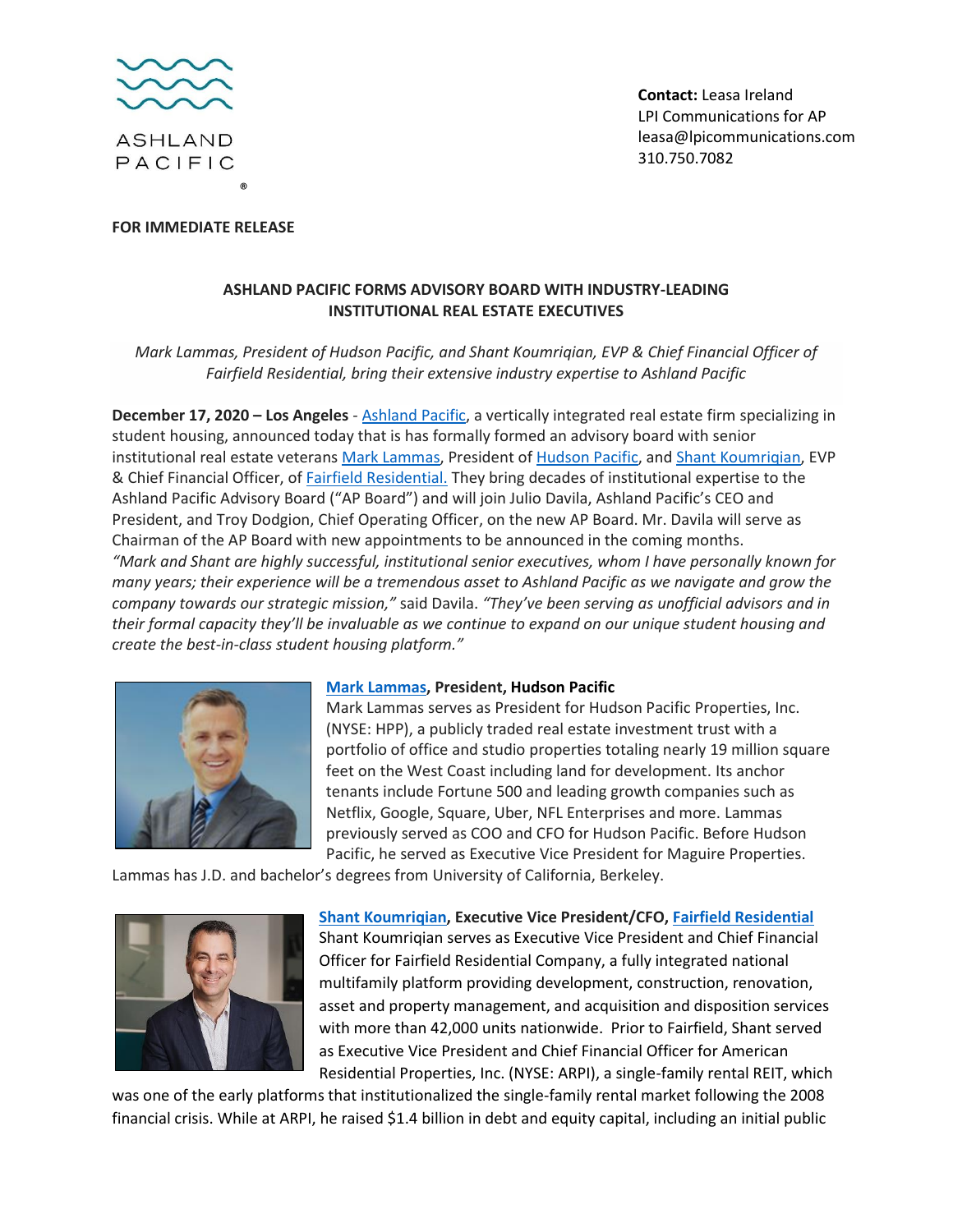ASHLAND PACIFIC®

**Contact:** Leasa Ireland
LPI Communications for AP
leasa@lpicommunications.com
310.750.7082

**FOR IMMEDIATE RELEASE**

## ASHLAND PACIFIC FORMS ADVISORY BOARD WITH INDUSTRY-LEADING INSTITUTIONAL REAL ESTATE EXECUTIVES

*Mark Lammas, President of Hudson Pacific, and Shant Koumriqian, EVP & Chief Financial Officer of Fairfield Residential, bring their extensive industry expertise to Ashland Pacific*

**December 17, 2020 – Los Angeles** - Ashland Pacific, a vertically integrated real estate firm specializing in student housing, announced today that is has formally formed an advisory board with senior institutional real estate veterans Mark Lammas, President of Hudson Pacific, and Shant Koumriqian, EVP & Chief Financial Officer, of Fairfield Residential. They bring decades of institutional expertise to the Ashland Pacific Advisory Board ("AP Board") and will join Julio Davila, Ashland Pacific's CEO and President, and Troy Dodgion, Chief Operating Officer, on the new AP Board. Mr. Davila will serve as Chairman of the AP Board with new appointments to be announced in the coming months.
*"Mark and Shant are highly successful, institutional senior executives, whom I have personally known for many years; their experience will be a tremendous asset to Ashland Pacific as we navigate and grow the company towards our strategic mission,"* said Davila. *"They've been serving as unofficial advisors and in their formal capacity they'll be invaluable as we continue to expand on our unique student housing and create the best-in-class student housing platform."*

**Mark Lammas, President, Hudson Pacific**
Mark Lammas serves as President for Hudson Pacific Properties, Inc. (NYSE: HPP), a publicly traded real estate investment trust with a portfolio of office and studio properties totaling nearly 19 million square feet on the West Coast including land for development. Its anchor tenants include Fortune 500 and leading growth companies such as Netflix, Google, Square, Uber, NFL Enterprises and more. Lammas previously served as COO and CFO for Hudson Pacific. Before Hudson Pacific, he served as Executive Vice President for Maguire Properties. Lammas has J.D. and bachelor's degrees from University of California, Berkeley.

**Shant Koumriqian, Executive Vice President/CFO, Fairfield Residential**
Shant Koumriqian serves as Executive Vice President and Chief Financial Officer for Fairfield Residential Company, a fully integrated national multifamily platform providing development, construction, renovation, asset and property management, and acquisition and disposition services with more than 42,000 units nationwide. Prior to Fairfield, Shant served as Executive Vice President and Chief Financial Officer for American Residential Properties, Inc. (NYSE: ARPI), a single-family rental REIT, which was one of the early platforms that institutionalized the single-family rental market following the 2008 financial crisis. While at ARPI, he raised $1.4 billion in debt and equity capital, including an initial public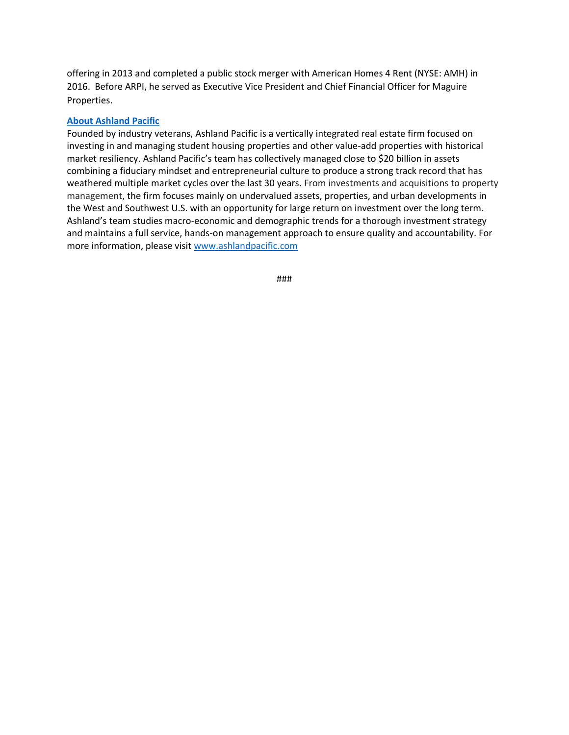offering in 2013 and completed a public stock merger with American Homes 4 Rent (NYSE: AMH) in 2016. Before ARPI, he served as Executive Vice President and Chief Financial Officer for Maguire Properties.

**About Ashland Pacific**

Founded by industry veterans, Ashland Pacific is a vertically integrated real estate firm focused on investing in and managing student housing properties and other value-add properties with historical market resiliency. Ashland Pacific's team has collectively managed close to $20 billion in assets combining a fiduciary mindset and entrepreneurial culture to produce a strong track record that has weathered multiple market cycles over the last 30 years. From investments and acquisitions to property management, the firm focuses mainly on undervalued assets, properties, and urban developments in the West and Southwest U.S. with an opportunity for large return on investment over the long term. Ashland's team studies macro-economic and demographic trends for a thorough investment strategy and maintains a full service, hands-on management approach to ensure quality and accountability. For more information, please visit www.ashlandpacific.com

###